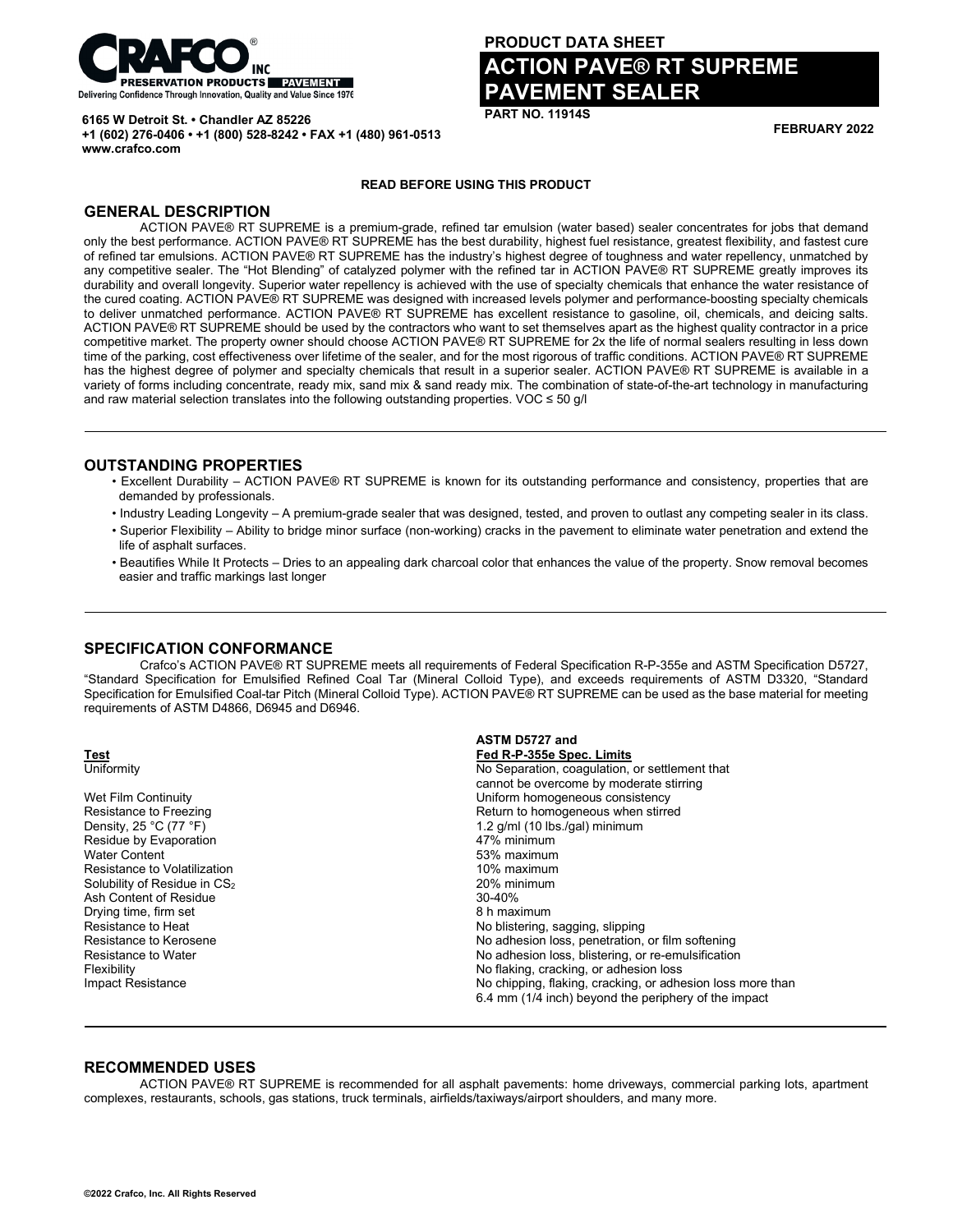**CRAFCO® INC**
**PRESERVATION PRODUCTS — PAVEMENT**
Delivering Confidence Through Innovation, Quality and Value Since 1976

**6165 W Detroit St. • Chandler AZ 85226**
**+1 (602) 276-0406 • +1 (800) 528-8242 • FAX +1 (480) 961-0513**
**www.crafco.com**

**PRODUCT DATA SHEET**

# ACTION PAVE® RT SUPREME PAVEMENT SEALER

**PART NO. 11914S**

**FEBRUARY 2022**

**READ BEFORE USING THIS PRODUCT**

## GENERAL DESCRIPTION

ACTION PAVE® RT SUPREME is a premium-grade, refined tar emulsion (water based) sealer concentrates for jobs that demand only the best performance. ACTION PAVE® RT SUPREME has the best durability, highest fuel resistance, greatest flexibility, and fastest cure of refined tar emulsions. ACTION PAVE® RT SUPREME has the industry's highest degree of toughness and water repellency, unmatched by any competitive sealer. The "Hot Blending" of catalyzed polymer with the refined tar in ACTION PAVE® RT SUPREME greatly improves its durability and overall longevity. Superior water repellency is achieved with the use of specialty chemicals that enhance the water resistance of the cured coating. ACTION PAVE® RT SUPREME was designed with increased levels polymer and performance-boosting specialty chemicals to deliver unmatched performance. ACTION PAVE® RT SUPREME has excellent resistance to gasoline, oil, chemicals, and deicing salts. ACTION PAVE® RT SUPREME should be used by the contractors who want to set themselves apart as the highest quality contractor in a price competitive market. The property owner should choose ACTION PAVE® RT SUPREME for 2x the life of normal sealers resulting in less down time of the parking, cost effectiveness over lifetime of the sealer, and for the most rigorous of traffic conditions. ACTION PAVE® RT SUPREME has the highest degree of polymer and specialty chemicals that result in a superior sealer. ACTION PAVE® RT SUPREME is available in a variety of forms including concentrate, ready mix, sand mix & sand ready mix. The combination of state-of-the-art technology in manufacturing and raw material selection translates into the following outstanding properties. VOC ≤ 50 g/l

## OUTSTANDING PROPERTIES

- Excellent Durability – ACTION PAVE® RT SUPREME is known for its outstanding performance and consistency, properties that are demanded by professionals.
- Industry Leading Longevity – A premium-grade sealer that was designed, tested, and proven to outlast any competing sealer in its class.
- Superior Flexibility – Ability to bridge minor surface (non-working) cracks in the pavement to eliminate water penetration and extend the life of asphalt surfaces.
- Beautifies While It Protects – Dries to an appealing dark charcoal color that enhances the value of the property. Snow removal becomes easier and traffic markings last longer

## SPECIFICATION CONFORMANCE

Crafco's ACTION PAVE® RT SUPREME meets all requirements of Federal Specification R-P-355e and ASTM Specification D5727, "Standard Specification for Emulsified Refined Coal Tar (Mineral Colloid Type), and exceeds requirements of ASTM D3320, "Standard Specification for Emulsified Coal-tar Pitch (Mineral Colloid Type). ACTION PAVE® RT SUPREME can be used as the base material for meeting requirements of ASTM D4866, D6945 and D6946.

| Test | ASTM D5727 and Fed R-P-355e Spec. Limits |
|---|---|
| Uniformity | No Separation, coagulation, or settlement that cannot be overcome by moderate stirring |
| Wet Film Continuity | Uniform homogeneous consistency |
| Resistance to Freezing | Return to homogeneous when stirred |
| Density, 25 °C (77 °F) | 1.2 g/ml (10 lbs./gal) minimum |
| Residue by Evaporation | 47% minimum |
| Water Content | 53% maximum |
| Resistance to Volatilization | 10% maximum |
| Solubility of Residue in $CS_2$ | 20% minimum |
| Ash Content of Residue | 30-40% |
| Drying time, firm set | 8 h maximum |
| Resistance to Heat | No blistering, sagging, slipping |
| Resistance to Kerosene | No adhesion loss, penetration, or film softening |
| Resistance to Water | No adhesion loss, blistering, or re-emulsification |
| Flexibility | No flaking, cracking, or adhesion loss |
| Impact Resistance | No chipping, flaking, cracking, or adhesion loss more than 6.4 mm (1/4 inch) beyond the periphery of the impact |

## RECOMMENDED USES

ACTION PAVE® RT SUPREME is recommended for all asphalt pavements: home driveways, commercial parking lots, apartment complexes, restaurants, schools, gas stations, truck terminals, airfields/taxiways/airport shoulders, and many more.

©2022 Crafco, Inc. All Rights Reserved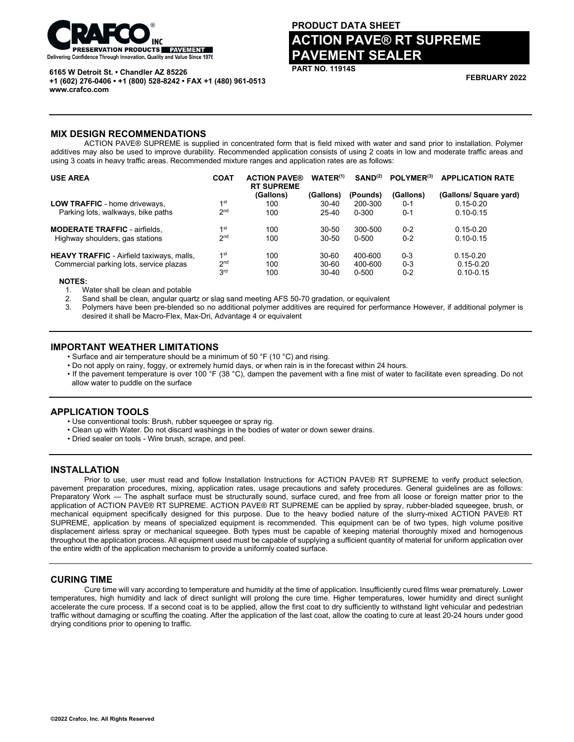**PRODUCT DATA SHEET**

# ACTION PAVE® RT SUPREME PAVEMENT SEALER

**PART NO. 11914S**

**FEBRUARY 2022**

**6165 W Detroit St. • Chandler AZ 85226**
**+1 (602) 276-0406 • +1 (800) 528-8242 • FAX +1 (480) 961-0513**
**www.crafco.com**

## MIX DESIGN RECOMMENDATIONS

ACTION PAVE® SUPREME is supplied in concentrated form that is field mixed with water and sand prior to installation. Polymer additives may also be used to improve durability. Recommended application consists of using 2 coats in low and moderate traffic areas and using 3 coats in heavy traffic areas. Recommended mixture ranges and application rates are as follows:

| USE AREA | COAT | ACTION PAVE® RT SUPREME (Gallons) | WATER(1) (Gallons) | SAND(2) (Pounds) | POLYMER(3) (Gallons) | APPLICATION RATE (Gallons/ Square yard) |
|---|---|---|---|---|---|---|
| **LOW TRAFFIC** - home driveways, Parking lots, walkways, bike paths | 1st | 100 | 30-40 | 200-300 | 0-1 | 0.15-0.20 |
| | 2nd | 100 | 25-40 | 0-300 | 0-1 | 0.10-0.15 |
| **MODERATE TRAFFIC** - airfields, Highway shoulders, gas stations | 1st | 100 | 30-50 | 300-500 | 0-2 | 0.15-0.20 |
| | 2nd | 100 | 30-50 | 0-500 | 0-2 | 0.10-0.15 |
| **HEAVY TRAFFIC** - Airfield taxiways, malls, Commercial parking lots, service plazas | 1st | 100 | 30-60 | 400-600 | 0-3 | 0.15-0.20 |
| | 2nd | 100 | 30-60 | 400-600 | 0-3 | 0.15-0.20 |
| | 3rd | 100 | 30-40 | 0-500 | 0-2 | 0.10-0.15 |

**NOTES:**

1. Water shall be clean and potable
2. Sand shall be clean, angular quartz or slag sand meeting AFS 50-70 gradation, or equivalent
3. Polymers have been pre-blended so no additional polymer additives are required for performance However, if additional polymer is desired it shall be Macro-Flex, Max-Dri, Advantage 4 or equivalent

## IMPORTANT WEATHER LIMITATIONS

- Surface and air temperature should be a minimum of 50 °F (10 °C) and rising.
- Do not apply on rainy, foggy, or extremely humid days, or when rain is in the forecast within 24 hours.
- If the pavement temperature is over 100 °F (38 °C), dampen the pavement with a fine mist of water to facilitate even spreading. Do not allow water to puddle on the surface

## APPLICATION TOOLS

- Use conventional tools: Brush, rubber squeegee or spray rig.
- Clean up with Water. Do not discard washings in the bodies of water or down sewer drains.
- Dried sealer on tools - Wire brush, scrape, and peel.

## INSTALLATION

Prior to use, user must read and follow Installation Instructions for ACTION PAVE® RT SUPREME to verify product selection, pavement preparation procedures, mixing, application rates, usage precautions and safety procedures. General guidelines are as follows: Preparatory Work — The asphalt surface must be structurally sound, surface cured, and free from all loose or foreign matter prior to the application of ACTION PAVE® RT SUPREME. ACTION PAVE® RT SUPREME can be applied by spray, rubber-bladed squeegee, brush, or mechanical equipment specifically designed for this purpose. Due to the heavy bodied nature of the slurry-mixed ACTION PAVE® RT SUPREME, application by means of specialized equipment is recommended. This equipment can be of two types, high volume positive displacement airless spray or mechanical squeegee. Both types must be capable of keeping material thoroughly mixed and homogenous throughout the application process. All equipment used must be capable of supplying a sufficient quantity of material for uniform application over the entire width of the application mechanism to provide a uniformly coated surface.

## CURING TIME

Cure time will vary according to temperature and humidity at the time of application. Insufficiently cured films wear prematurely. Lower temperatures, high humidity and lack of direct sunlight will prolong the cure time. Higher temperatures, lower humidity and direct sunlight accelerate the cure process. If a second coat is to be applied, allow the first coat to dry sufficiently to withstand light vehicular and pedestrian traffic without damaging or scuffing the coating. After the application of the last coat, allow the coating to cure at least 20-24 hours under good drying conditions prior to opening to traffic.

©2022 Crafco, Inc. All Rights Reserved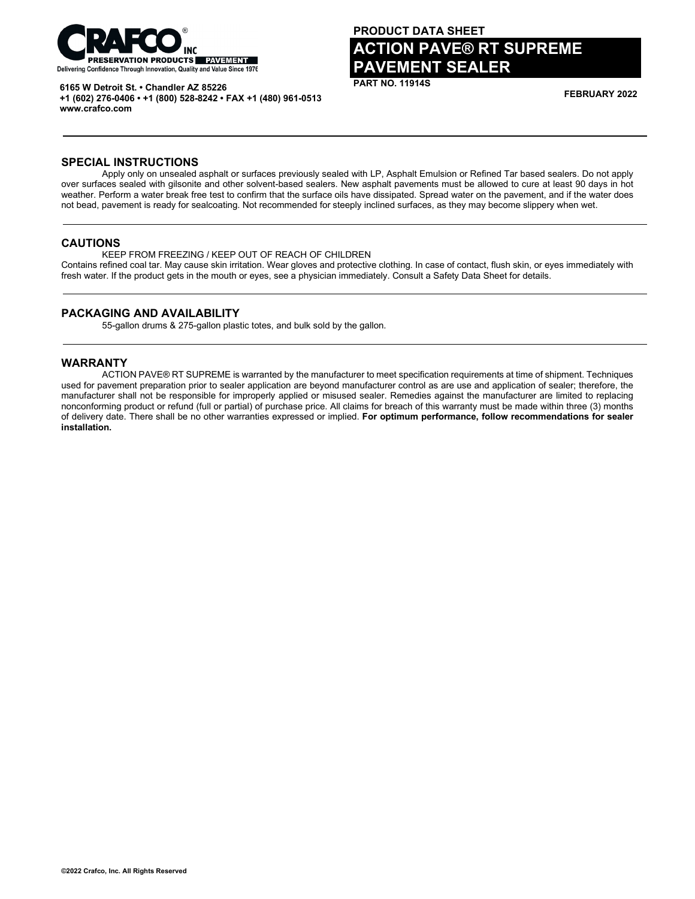PRESERVATION PRODUCTS PAVEMENT
Delivering Confidence Through Innovation, Quality and Value Since 1976

**6165 W Detroit St. • Chandler AZ 85226**
**+1 (602) 276-0406 • +1 (800) 528-8242 • FAX +1 (480) 961-0513**
**www.crafco.com**

**PRODUCT DATA SHEET**

# ACTION PAVE® RT SUPREME PAVEMENT SEALER

**PART NO. 11914S**

**FEBRUARY 2022**

## SPECIAL INSTRUCTIONS

Apply only on unsealed asphalt or surfaces previously sealed with LP, Asphalt Emulsion or Refined Tar based sealers. Do not apply over surfaces sealed with gilsonite and other solvent-based sealers. New asphalt pavements must be allowed to cure at least 90 days in hot weather. Perform a water break free test to confirm that the surface oils have dissipated. Spread water on the pavement, and if the water does not bead, pavement is ready for sealcoating. Not recommended for steeply inclined surfaces, as they may become slippery when wet.

## CAUTIONS

KEEP FROM FREEZING / KEEP OUT OF REACH OF CHILDREN

Contains refined coal tar. May cause skin irritation. Wear gloves and protective clothing. In case of contact, flush skin, or eyes immediately with fresh water. If the product gets in the mouth or eyes, see a physician immediately. Consult a Safety Data Sheet for details.

## PACKAGING AND AVAILABILITY

55-gallon drums & 275-gallon plastic totes, and bulk sold by the gallon.

## WARRANTY

ACTION PAVE® RT SUPREME is warranted by the manufacturer to meet specification requirements at time of shipment. Techniques used for pavement preparation prior to sealer application are beyond manufacturer control as are use and application of sealer; therefore, the manufacturer shall not be responsible for improperly applied or misused sealer. Remedies against the manufacturer are limited to replacing nonconforming product or refund (full or partial) of purchase price. All claims for breach of this warranty must be made within three (3) months of delivery date. There shall be no other warranties expressed or implied. **For optimum performance, follow recommendations for sealer installation.**

**©2022 Crafco, Inc. All Rights Reserved**